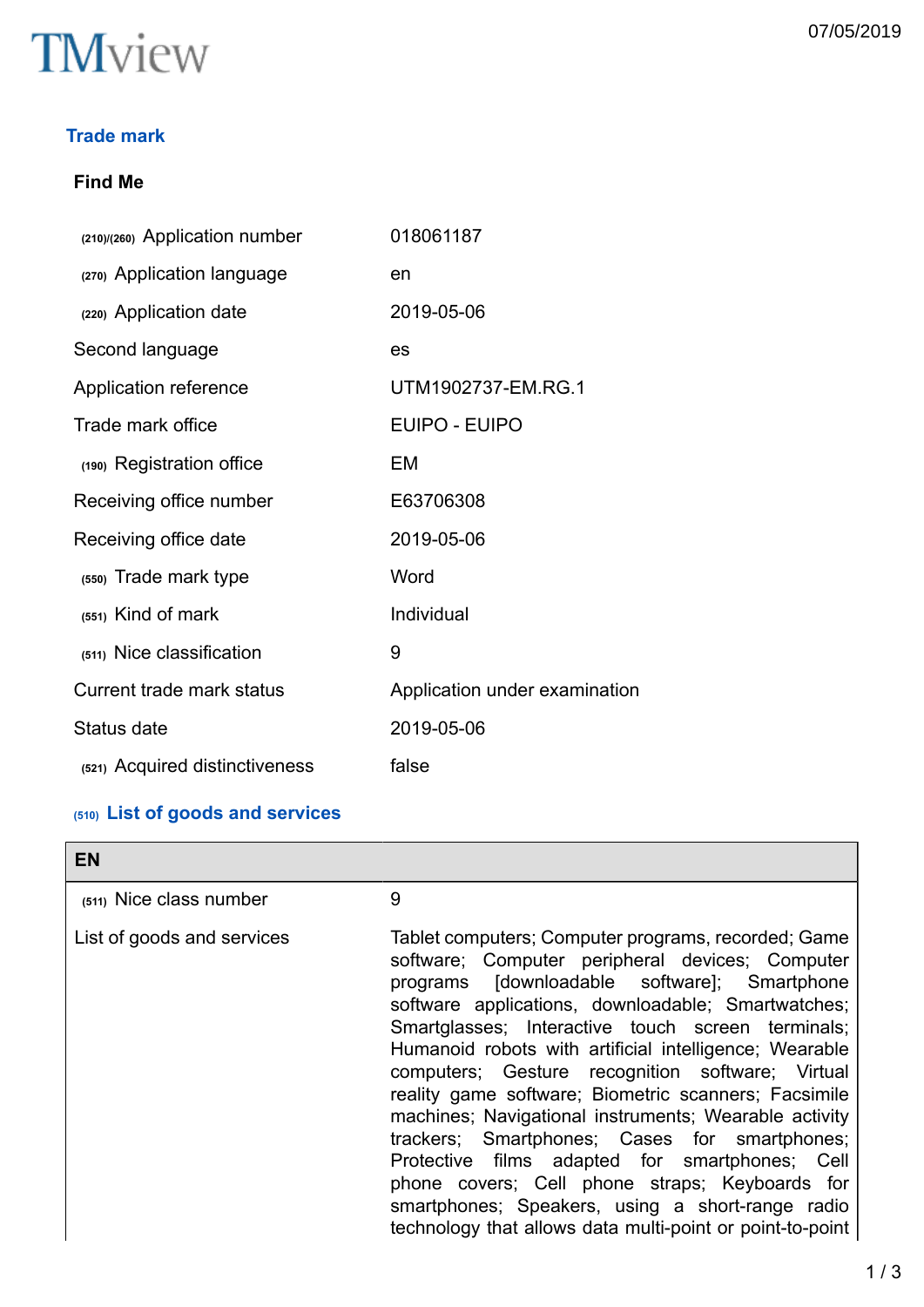TMview

07/05/2019

## Trade mark

**Find Me**

| | |
|---|---|
| (210)/(260) Application number | 018061187 |
| (270) Application language | en |
| (220) Application date | 2019-05-06 |
| Second language | es |
| Application reference | UTM1902737-EM.RG.1 |
| Trade mark office | EUIPO - EUIPO |
| (190) Registration office | EM |
| Receiving office number | E63706308 |
| Receiving office date | 2019-05-06 |
| (550) Trade mark type | Word |
| (551) Kind of mark | Individual |
| (511) Nice classification | 9 |
| Current trade mark status | Application under examination |
| Status date | 2019-05-06 |
| (521) Acquired distinctiveness | false |

### (510) List of goods and services

| EN | |
|---|---|
| (511) Nice class number | 9 |
| List of goods and services | Tablet computers; Computer programs, recorded; Game software; Computer peripheral devices; Computer programs [downloadable software]; Smartphone software applications, downloadable; Smartwatches; Smartglasses; Interactive touch screen terminals; Humanoid robots with artificial intelligence; Wearable computers; Gesture recognition software; Virtual reality game software; Biometric scanners; Facsimile machines; Navigational instruments; Wearable activity trackers; Smartphones; Cases for smartphones; Protective films adapted for smartphones; Cell phone covers; Cell phone straps; Keyboards for smartphones; Speakers, using a short-range radio technology that allows data multi-point or point-to-point |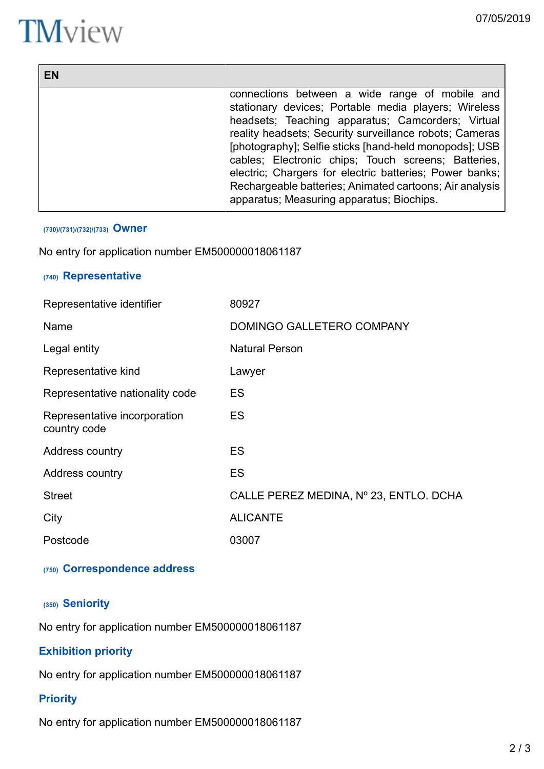| EN | |
|---|---|
| | connections between a wide range of mobile and stationary devices; Portable media players; Wireless headsets; Teaching apparatus; Camcorders; Virtual reality headsets; Security surveillance robots; Cameras [photography]; Selfie sticks [hand-held monopods]; USB cables; Electronic chips; Touch screens; Batteries, electric; Chargers for electric batteries; Power banks; Rechargeable batteries; Animated cartoons; Air analysis apparatus; Measuring apparatus; Biochips. |

## (730)/(731)/(732)/(733) Owner

No entry for application number EM500000018061187

## (740) Representative

| | |
|---|---|
| Representative identifier | 80927 |
| Name | DOMINGO GALLETERO COMPANY |
| Legal entity | Natural Person |
| Representative kind | Lawyer |
| Representative nationality code | ES |
| Representative incorporation country code | ES |
| Address country | ES |
| Address country | ES |
| Street | CALLE PEREZ MEDINA, Nº 23, ENTLO. DCHA |
| City | ALICANTE |
| Postcode | 03007 |

## (750) Correspondence address

## (350) Seniority

No entry for application number EM500000018061187

## Exhibition priority

No entry for application number EM500000018061187

## Priority

No entry for application number EM500000018061187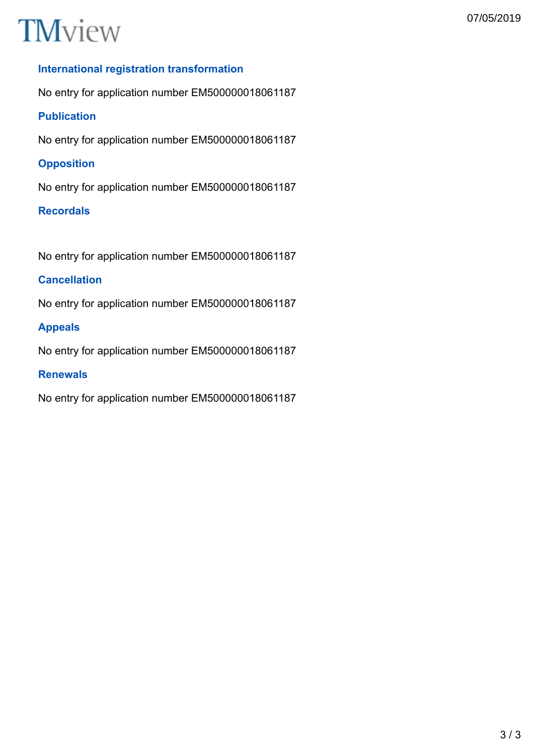### International registration transformation

No entry for application number EM500000018061187

### Publication

No entry for application number EM500000018061187

### Opposition

No entry for application number EM500000018061187

### Recordals

No entry for application number EM500000018061187

### Cancellation

No entry for application number EM500000018061187

### Appeals

No entry for application number EM500000018061187

### Renewals

No entry for application number EM500000018061187